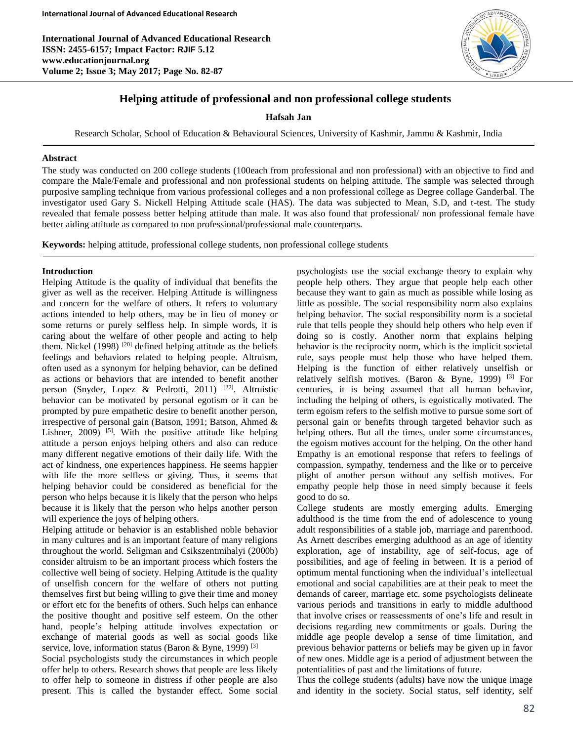# Helping attitude of professional and non professional college students

**Hafsah Jan**

Research Scholar, School of Education & Behavioural Sciences, University of Kashmir, Jammu & Kashmir, India

## Abstract

The study was conducted on 200 college students (100each from professional and non professional) with an objective to find and compare the Male/Female and professional and non professional students on helping attitude. The sample was selected through purposive sampling technique from various professional colleges and a non professional college as Degree collage Ganderbal. The investigator used Gary S. Nickell Helping Attitude scale (HAS). The data was subjected to Mean, S.D, and t-test. The study revealed that female possess better helping attitude than male. It was also found that professional/ non professional female have better aiding attitude as compared to non professional/professional male counterparts.

**Keywords:** helping attitude, professional college students, non professional college students

## Introduction

Helping Attitude is the quality of individual that benefits the giver as well as the receiver. Helping Attitude is willingness and concern for the welfare of others. It refers to voluntary actions intended to help others, may be in lieu of money or some returns or purely selfless help. In simple words, it is caring about the welfare of other people and acting to help them. Nickel (1998) [20] defined helping attitude as the beliefs feelings and behaviors related to helping people. Altruism, often used as a synonym for helping behavior, can be defined as actions or behaviors that are intended to benefit another person (Snyder, Lopez & Pedrotti, 2011) [22]. Altruistic behavior can be motivated by personal egotism or it can be prompted by pure empathetic desire to benefit another person, irrespective of personal gain (Batson, 1991; Batson, Ahmed & Lishner, 2009) [5]. With the positive attitude like helping attitude a person enjoys helping others and also can reduce many different negative emotions of their daily life. With the act of kindness, one experiences happiness. He seems happier with life the more selfless or giving. Thus, it seems that helping behavior could be considered as beneficial for the person who helps because it is likely that the person who helps because it is likely that the person who helps another person will experience the joys of helping others.

Helping attitude or behavior is an established noble behavior in many cultures and is an important feature of many religions throughout the world. Seligman and Csikszentmihalyi (2000b) consider altruism to be an important process which fosters the collective well being of society. Helping Attitude is the quality of unselfish concern for the welfare of others not putting themselves first but being willing to give their time and money or effort etc for the benefits of others. Such helps can enhance the positive thought and positive self esteem. On the other hand, people's helping attitude involves expectation or exchange of material goods as well as social goods like service, love, information status (Baron & Byne, 1999) [3]

Social psychologists study the circumstances in which people offer help to others. Research shows that people are less likely to offer help to someone in distress if other people are also present. This is called the bystander effect. Some social psychologists use the social exchange theory to explain why people help others. They argue that people help each other because they want to gain as much as possible while losing as little as possible. The social responsibility norm also explains helping behavior. The social responsibility norm is a societal rule that tells people they should help others who help even if doing so is costly. Another norm that explains helping behavior is the reciprocity norm, which is the implicit societal rule, says people must help those who have helped them. Helping is the function of either relatively unselfish or relatively selfish motives. (Baron & Byne, 1999) [3] For centuries, it is being assumed that all human behavior, including the helping of others, is egoistically motivated. The term egoism refers to the selfish motive to pursue some sort of personal gain or benefits through targeted behavior such as helping others. But all the times, under some circumstances, the egoism motives account for the helping. On the other hand Empathy is an emotional response that refers to feelings of compassion, sympathy, tenderness and the like or to perceive plight of another person without any selfish motives. For empathy people help those in need simply because it feels good to do so.

College students are mostly emerging adults. Emerging adulthood is the time from the end of adolescence to young adult responsibilities of a stable job, marriage and parenthood. As Arnett describes emerging adulthood as an age of identity exploration, age of instability, age of self-focus, age of possibilities, and age of feeling in between. It is a period of optimum mental functioning when the individual's intellectual emotional and social capabilities are at their peak to meet the demands of career, marriage etc. some psychologists delineate various periods and transitions in early to middle adulthood that involve crises or reassessments of one's life and result in decisions regarding new commitments or goals. During the middle age people develop a sense of time limitation, and previous behavior patterns or beliefs may be given up in favor of new ones. Middle age is a period of adjustment between the potentialities of past and the limitations of future.

Thus the college students (adults) have now the unique image and identity in the society. Social status, self identity, self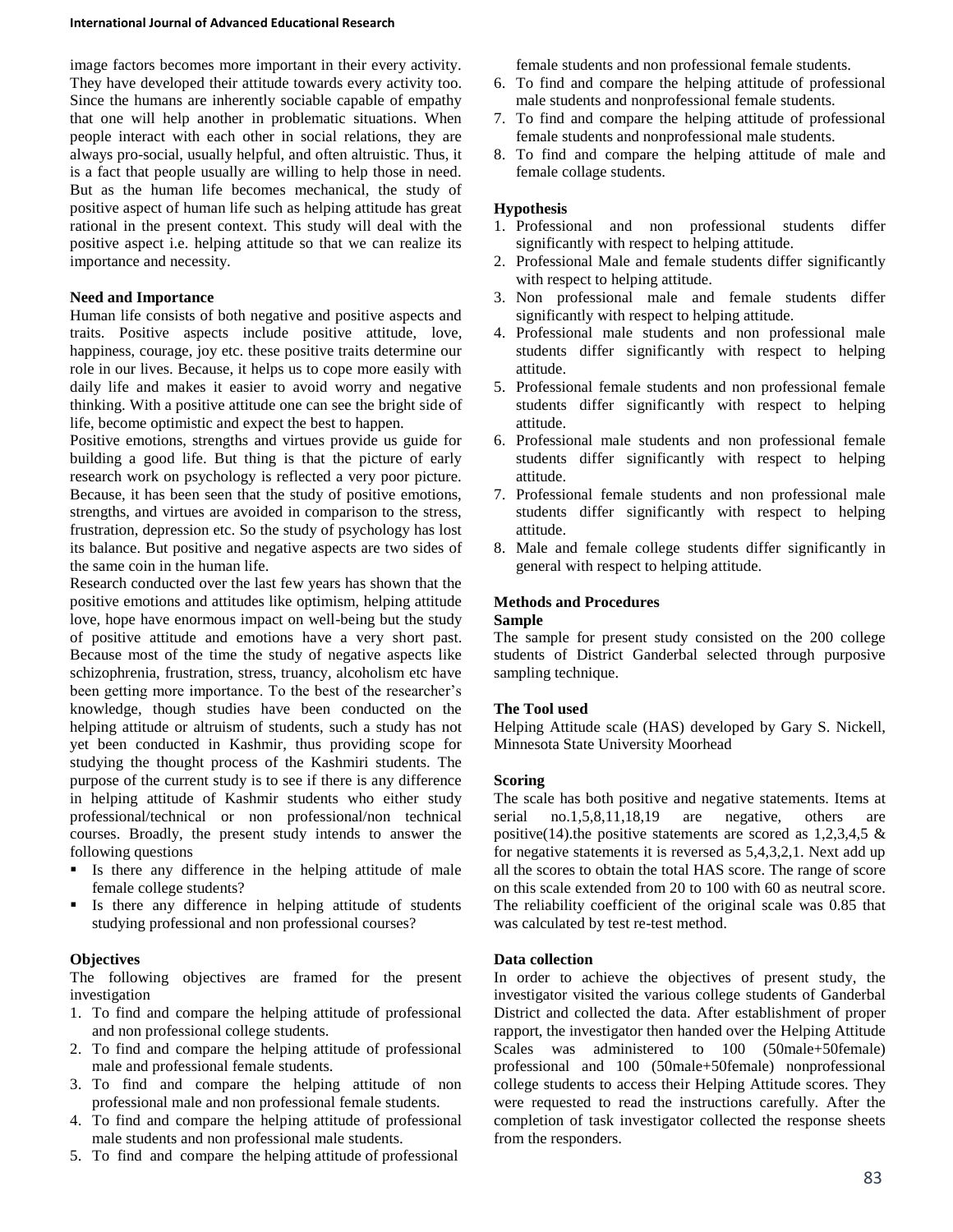image factors becomes more important in their every activity. They have developed their attitude towards every activity too. Since the humans are inherently sociable capable of empathy that one will help another in problematic situations. When people interact with each other in social relations, they are always pro-social, usually helpful, and often altruistic. Thus, it is a fact that people usually are willing to help those in need. But as the human life becomes mechanical, the study of positive aspect of human life such as helping attitude has great rational in the present context. This study will deal with the positive aspect i.e. helping attitude so that we can realize its importance and necessity.

**Need and Importance**

Human life consists of both negative and positive aspects and traits. Positive aspects include positive attitude, love, happiness, courage, joy etc. these positive traits determine our role in our lives. Because, it helps us to cope more easily with daily life and makes it easier to avoid worry and negative thinking. With a positive attitude one can see the bright side of life, become optimistic and expect the best to happen.

Positive emotions, strengths and virtues provide us guide for building a good life. But thing is that the picture of early research work on psychology is reflected a very poor picture. Because, it has been seen that the study of positive emotions, strengths, and virtues are avoided in comparison to the stress, frustration, depression etc. So the study of psychology has lost its balance. But positive and negative aspects are two sides of the same coin in the human life.

Research conducted over the last few years has shown that the positive emotions and attitudes like optimism, helping attitude love, hope have enormous impact on well-being but the study of positive attitude and emotions have a very short past. Because most of the time the study of negative aspects like schizophrenia, frustration, stress, truancy, alcoholism etc have been getting more importance. To the best of the researcher's knowledge, though studies have been conducted on the helping attitude or altruism of students, such a study has not yet been conducted in Kashmir, thus providing scope for studying the thought process of the Kashmiri students. The purpose of the current study is to see if there is any difference in helping attitude of Kashmir students who either study professional/technical or non professional/non technical courses. Broadly, the present study intends to answer the following questions

- Is there any difference in the helping attitude of male female college students?
- Is there any difference in helping attitude of students studying professional and non professional courses?

**Objectives**

The following objectives are framed for the present investigation

1. To find and compare the helping attitude of professional and non professional college students.
2. To find and compare the helping attitude of professional male and professional female students.
3. To find and compare the helping attitude of non professional male and non professional female students.
4. To find and compare the helping attitude of professional male students and non professional male students.
5. To find and compare the helping attitude of professional female students and non professional female students.
6. To find and compare the helping attitude of professional male students and nonprofessional female students.
7. To find and compare the helping attitude of professional female students and nonprofessional male students.
8. To find and compare the helping attitude of male and female collage students.

**Hypothesis**

1. Professional and non professional students differ significantly with respect to helping attitude.
2. Professional Male and female students differ significantly with respect to helping attitude.
3. Non professional male and female students differ significantly with respect to helping attitude.
4. Professional male students and non professional male students differ significantly with respect to helping attitude.
5. Professional female students and non professional female students differ significantly with respect to helping attitude.
6. Professional male students and non professional female students differ significantly with respect to helping attitude.
7. Professional female students and non professional male students differ significantly with respect to helping attitude.
8. Male and female college students differ significantly in general with respect to helping attitude.

**Methods and Procedures**

**Sample**

The sample for present study consisted on the 200 college students of District Ganderbal selected through purposive sampling technique.

**The Tool used**

Helping Attitude scale (HAS) developed by Gary S. Nickell, Minnesota State University Moorhead

**Scoring**

The scale has both positive and negative statements. Items at serial no.1,5,8,11,18,19 are negative, others are positive(14).the positive statements are scored as 1,2,3,4,5 & for negative statements it is reversed as 5,4,3,2,1. Next add up all the scores to obtain the total HAS score. The range of score on this scale extended from 20 to 100 with 60 as neutral score. The reliability coefficient of the original scale was 0.85 that was calculated by test re-test method.

**Data collection**

In order to achieve the objectives of present study, the investigator visited the various college students of Ganderbal District and collected the data. After establishment of proper rapport, the investigator then handed over the Helping Attitude Scales was administered to 100 (50male+50female) professional and 100 (50male+50female) nonprofessional college students to access their Helping Attitude scores. They were requested to read the instructions carefully. After the completion of task investigator collected the response sheets from the responders.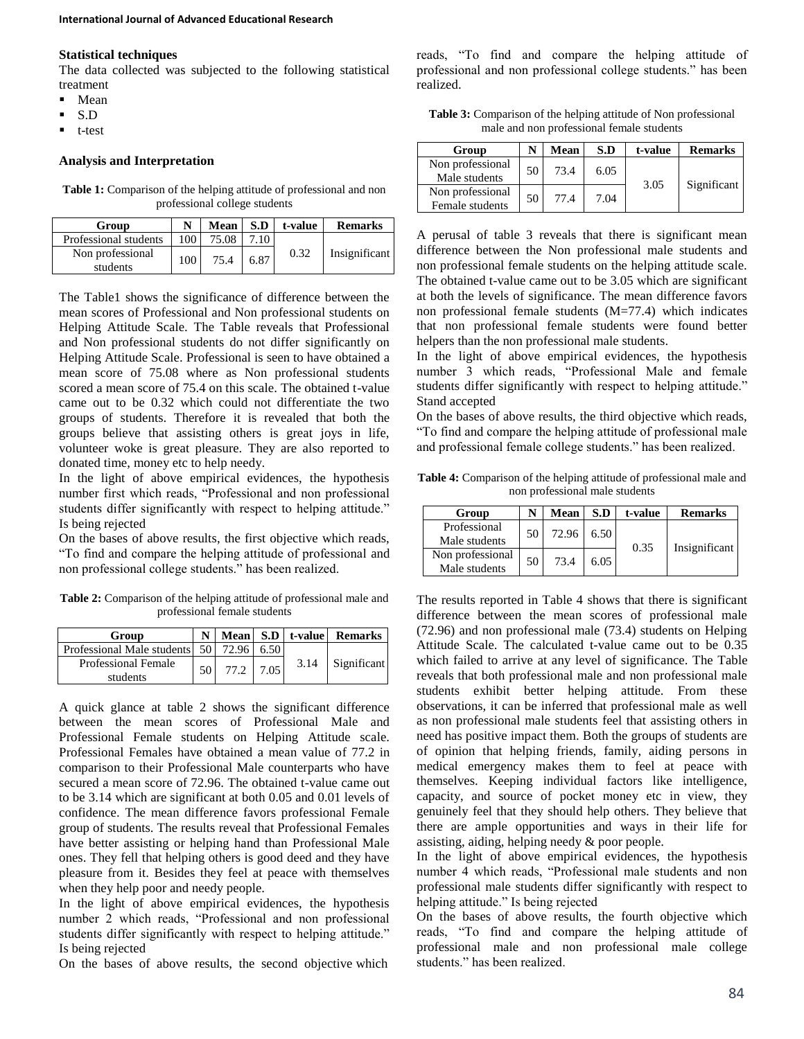### Statistical techniques

The data collected was subjected to the following statistical treatment

- Mean
- S.D
- t-test

### Analysis and Interpretation

**Table 1:** Comparison of the helping attitude of professional and non professional college students

| Group | N | Mean | S.D | t-value | Remarks |
|---|---|---|---|---|---|
| Professional students | 100 | 75.08 | 7.10 | 0.32 | Insignificant |
| Non professional students | 100 | 75.4 | 6.87 | | |

The Table1 shows the significance of difference between the mean scores of Professional and Non professional students on Helping Attitude Scale. The Table reveals that Professional and Non professional students do not differ significantly on Helping Attitude Scale. Professional is seen to have obtained a mean score of 75.08 where as Non professional students scored a mean score of 75.4 on this scale. The obtained t-value came out to be 0.32 which could not differentiate the two groups of students. Therefore it is revealed that both the groups believe that assisting others is great joys in life, volunteer woke is great pleasure. They are also reported to donated time, money etc to help needy.

In the light of above empirical evidences, the hypothesis number first which reads, "Professional and non professional students differ significantly with respect to helping attitude." Is being rejected

On the bases of above results, the first objective which reads, "To find and compare the helping attitude of professional and non professional college students." has been realized.

**Table 2:** Comparison of the helping attitude of professional male and professional female students

| Group | N | Mean | S.D | t-value | Remarks |
|---|---|---|---|---|---|
| Professional Male students | 50 | 72.96 | 6.50 | 3.14 | Significant |
| Professional Female students | 50 | 77.2 | 7.05 | | |

A quick glance at table 2 shows the significant difference between the mean scores of Professional Male and Professional Female students on Helping Attitude scale. Professional Females have obtained a mean value of 77.2 in comparison to their Professional Male counterparts who have secured a mean score of 72.96. The obtained t-value came out to be 3.14 which are significant at both 0.05 and 0.01 levels of confidence. The mean difference favors professional Female group of students. The results reveal that Professional Females have better assisting or helping hand than Professional Male ones. They fell that helping others is good deed and they have pleasure from it. Besides they feel at peace with themselves when they help poor and needy people.

In the light of above empirical evidences, the hypothesis number 2 which reads, "Professional and non professional students differ significantly with respect to helping attitude." Is being rejected

On the bases of above results, the second objective which reads, "To find and compare the helping attitude of professional and non professional college students." has been realized.

**Table 3:** Comparison of the helping attitude of Non professional male and non professional female students

| Group | N | Mean | S.D | t-value | Remarks |
|---|---|---|---|---|---|
| Non professional Male students | 50 | 73.4 | 6.05 | 3.05 | Significant |
| Non professional Female students | 50 | 77.4 | 7.04 | | |

A perusal of table 3 reveals that there is significant mean difference between the Non professional male students and non professional female students on the helping attitude scale. The obtained t-value came out to be 3.05 which are significant at both the levels of significance. The mean difference favors non professional female students (M=77.4) which indicates that non professional female students were found better helpers than the non professional male students.

In the light of above empirical evidences, the hypothesis number 3 which reads, "Professional Male and female students differ significantly with respect to helping attitude." Stand accepted

On the bases of above results, the third objective which reads, "To find and compare the helping attitude of professional male and professional female college students." has been realized.

**Table 4:** Comparison of the helping attitude of professional male and non professional male students

| Group | N | Mean | S.D | t-value | Remarks |
|---|---|---|---|---|---|
| Professional Male students | 50 | 72.96 | 6.50 | 0.35 | Insignificant |
| Non professional Male students | 50 | 73.4 | 6.05 | | |

The results reported in Table 4 shows that there is significant difference between the mean scores of professional male (72.96) and non professional male (73.4) students on Helping Attitude Scale. The calculated t-value came out to be 0.35 which failed to arrive at any level of significance. The Table reveals that both professional male and non professional male students exhibit better helping attitude. From these observations, it can be inferred that professional male as well as non professional male students feel that assisting others in need has positive impact them. Both the groups of students are of opinion that helping friends, family, aiding persons in medical emergency makes them to feel at peace with themselves. Keeping individual factors like intelligence, capacity, and source of pocket money etc in view, they genuinely feel that they should help others. They believe that there are ample opportunities and ways in their life for assisting, aiding, helping needy & poor people.

In the light of above empirical evidences, the hypothesis number 4 which reads, "Professional male students and non professional male students differ significantly with respect to helping attitude." Is being rejected

On the bases of above results, the fourth objective which reads, "To find and compare the helping attitude of professional male and non professional male college students." has been realized.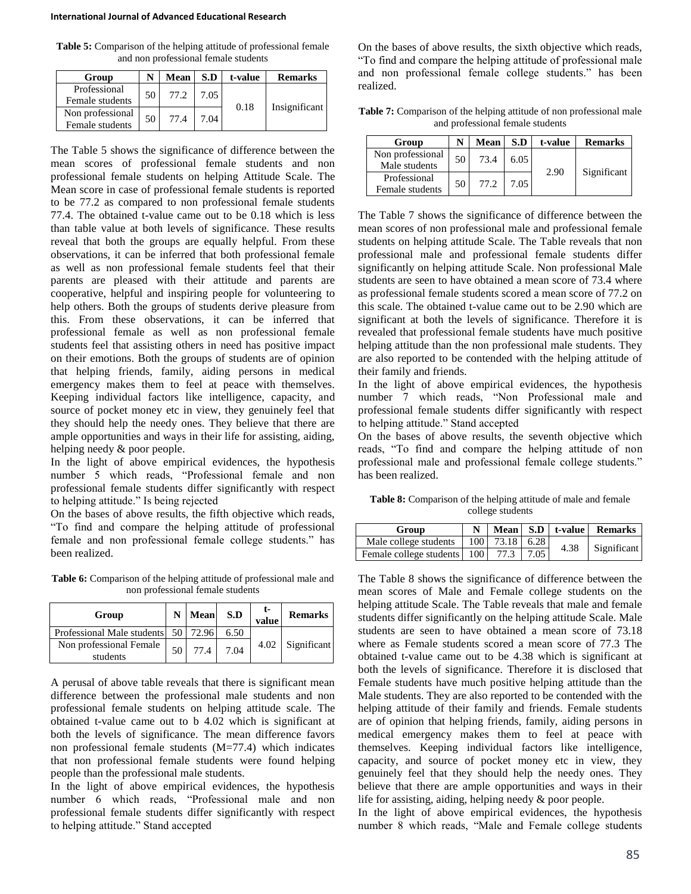**Table 5:** Comparison of the helping attitude of professional female and non professional female students

| Group | N | Mean | S.D | t-value | Remarks |
|---|---|---|---|---|---|
| Professional Female students | 50 | 77.2 | 7.05 | 0.18 | Insignificant |
| Non professional Female students | 50 | 77.4 | 7.04 | | |

The Table 5 shows the significance of difference between the mean scores of professional female students and non professional female students on helping Attitude Scale. The Mean score in case of professional female students is reported to be 77.2 as compared to non professional female students 77.4. The obtained t-value came out to be 0.18 which is less than table value at both levels of significance. These results reveal that both the groups are equally helpful. From these observations, it can be inferred that both professional female as well as non professional female students feel that their parents are pleased with their attitude and parents are cooperative, helpful and inspiring people for volunteering to help others. Both the groups of students derive pleasure from this. From these observations, it can be inferred that professional female as well as non professional female students feel that assisting others in need has positive impact on their emotions. Both the groups of students are of opinion that helping friends, family, aiding persons in medical emergency makes them to feel at peace with themselves. Keeping individual factors like intelligence, capacity, and source of pocket money etc in view, they genuinely feel that they should help the needy ones. They believe that there are ample opportunities and ways in their life for assisting, aiding, helping needy & poor people.

In the light of above empirical evidences, the hypothesis number 5 which reads, "Professional female and non professional female students differ significantly with respect to helping attitude." Is being rejected

On the bases of above results, the fifth objective which reads, "To find and compare the helping attitude of professional female and non professional female college students." has been realized.

**Table 6:** Comparison of the helping attitude of professional male and non professional female students

| Group | N | Mean | S.D | t-value | Remarks |
|---|---|---|---|---|---|
| Professional Male students | 50 | 72.96 | 6.50 | 4.02 | Significant |
| Non professional Female students | 50 | 77.4 | 7.04 | | |

A perusal of above table reveals that there is significant mean difference between the professional male students and non professional female students on helping attitude scale. The obtained t-value came out to b 4.02 which is significant at both the levels of significance. The mean difference favors non professional female students (M=77.4) which indicates that non professional female students were found helping people than the professional male students.

In the light of above empirical evidences, the hypothesis number 6 which reads, "Professional male and non professional female students differ significantly with respect to helping attitude." Stand accepted

On the bases of above results, the sixth objective which reads, "To find and compare the helping attitude of professional male and non professional female college students." has been realized.

**Table 7:** Comparison of the helping attitude of non professional male and professional female students

| Group | N | Mean | S.D | t-value | Remarks |
|---|---|---|---|---|---|
| Non professional Male students | 50 | 73.4 | 6.05 | 2.90 | Significant |
| Professional Female students | 50 | 77.2 | 7.05 | | |

The Table 7 shows the significance of difference between the mean scores of non professional male and professional female students on helping attitude Scale. The Table reveals that non professional male and professional female students differ significantly on helping attitude Scale. Non professional Male students are seen to have obtained a mean score of 73.4 where as professional female students scored a mean score of 77.2 on this scale. The obtained t-value came out to be 2.90 which are significant at both the levels of significance. Therefore it is revealed that professional female students have much positive helping attitude than the non professional male students. They are also reported to be contended with the helping attitude of their family and friends.

In the light of above empirical evidences, the hypothesis number 7 which reads, "Non Professional male and professional female students differ significantly with respect to helping attitude." Stand accepted

On the bases of above results, the seventh objective which reads, "To find and compare the helping attitude of non professional male and professional female college students." has been realized.

**Table 8:** Comparison of the helping attitude of male and female college students

| Group | N | Mean | S.D | t-value | Remarks |
|---|---|---|---|---|---|
| Male college students | 100 | 73.18 | 6.28 | 4.38 | Significant |
| Female college students | 100 | 77.3 | 7.05 | | |

The Table 8 shows the significance of difference between the mean scores of Male and Female college students on the helping attitude Scale. The Table reveals that male and female students differ significantly on the helping attitude Scale. Male students are seen to have obtained a mean score of 73.18 where as Female students scored a mean score of 77.3 The obtained t-value came out to be 4.38 which is significant at both the levels of significance. Therefore it is disclosed that Female students have much positive helping attitude than the Male students. They are also reported to be contended with the helping attitude of their family and friends. Female students are of opinion that helping friends, family, aiding persons in medical emergency makes them to feel at peace with themselves. Keeping individual factors like intelligence, capacity, and source of pocket money etc in view, they genuinely feel that they should help the needy ones. They believe that there are ample opportunities and ways in their life for assisting, aiding, helping needy & poor people.

In the light of above empirical evidences, the hypothesis number 8 which reads, "Male and Female college students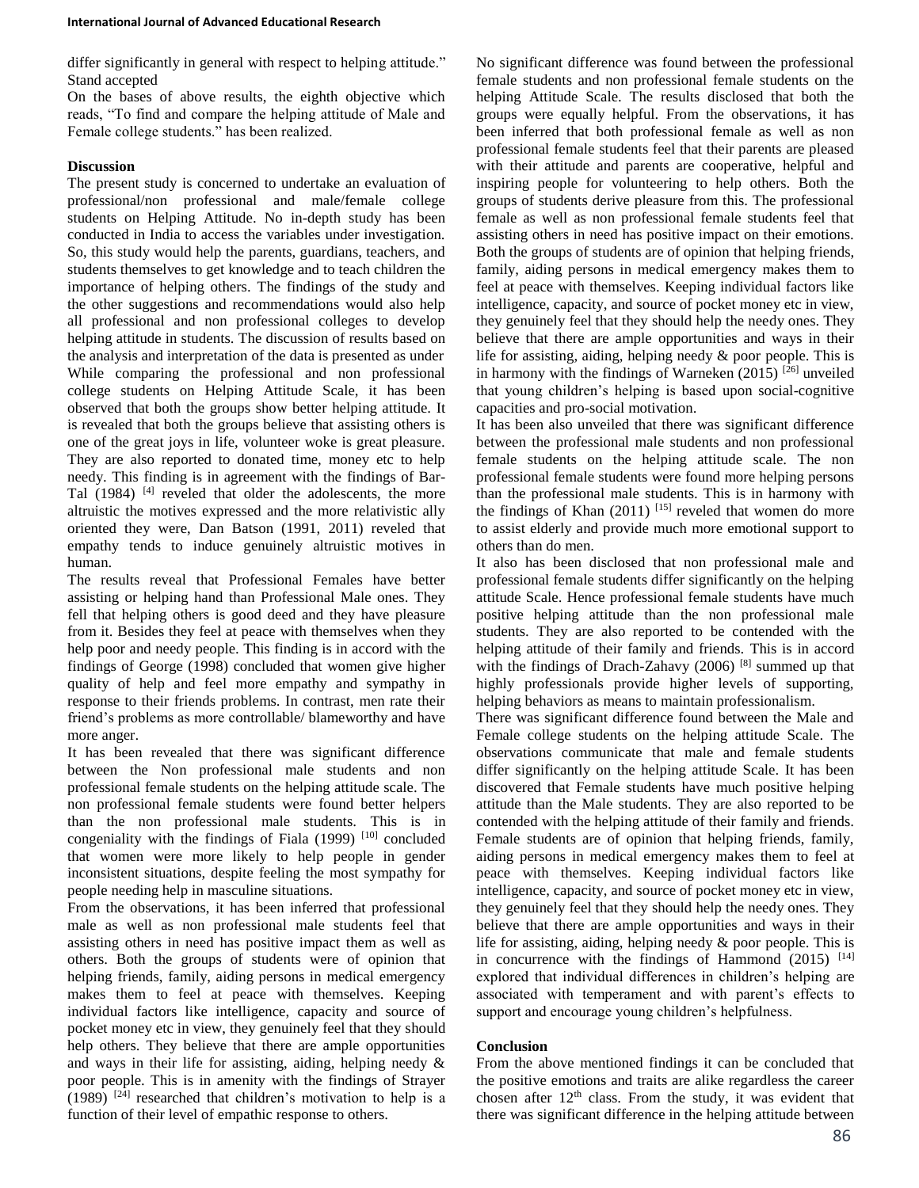differ significantly in general with respect to helping attitude." Stand accepted

On the bases of above results, the eighth objective which reads, "To find and compare the helping attitude of Male and Female college students." has been realized.

## Discussion

The present study is concerned to undertake an evaluation of professional/non professional and male/female college students on Helping Attitude. No in-depth study has been conducted in India to access the variables under investigation. So, this study would help the parents, guardians, teachers, and students themselves to get knowledge and to teach children the importance of helping others. The findings of the study and the other suggestions and recommendations would also help all professional and non professional colleges to develop helping attitude in students. The discussion of results based on the analysis and interpretation of the data is presented as under

While comparing the professional and non professional college students on Helping Attitude Scale, it has been observed that both the groups show better helping attitude. It is revealed that both the groups believe that assisting others is one of the great joys in life, volunteer woke is great pleasure. They are also reported to donated time, money etc to help needy. This finding is in agreement with the findings of Bar-Tal (1984) [4] reveled that older the adolescents, the more altruistic the motives expressed and the more relativistic ally oriented they were, Dan Batson (1991, 2011) reveled that empathy tends to induce genuinely altruistic motives in human.

The results reveal that Professional Females have better assisting or helping hand than Professional Male ones. They fell that helping others is good deed and they have pleasure from it. Besides they feel at peace with themselves when they help poor and needy people. This finding is in accord with the findings of George (1998) concluded that women give higher quality of help and feel more empathy and sympathy in response to their friends problems. In contrast, men rate their friend's problems as more controllable/ blameworthy and have more anger.

It has been revealed that there was significant difference between the Non professional male students and non professional female students on the helping attitude scale. The non professional female students were found better helpers than the non professional male students. This is in congeniality with the findings of Fiala (1999) [10] concluded that women were more likely to help people in gender inconsistent situations, despite feeling the most sympathy for people needing help in masculine situations.

From the observations, it has been inferred that professional male as well as non professional male students feel that assisting others in need has positive impact them as well as others. Both the groups of students were of opinion that helping friends, family, aiding persons in medical emergency makes them to feel at peace with themselves. Keeping individual factors like intelligence, capacity and source of pocket money etc in view, they genuinely feel that they should help others. They believe that there are ample opportunities and ways in their life for assisting, aiding, helping needy & poor people. This is in amenity with the findings of Strayer (1989) [24] researched that children's motivation to help is a function of their level of empathic response to others.

No significant difference was found between the professional female students and non professional female students on the helping Attitude Scale. The results disclosed that both the groups were equally helpful. From the observations, it has been inferred that both professional female as well as non professional female students feel that their parents are pleased with their attitude and parents are cooperative, helpful and inspiring people for volunteering to help others. Both the groups of students derive pleasure from this. The professional female as well as non professional female students feel that assisting others in need has positive impact on their emotions. Both the groups of students are of opinion that helping friends, family, aiding persons in medical emergency makes them to feel at peace with themselves. Keeping individual factors like intelligence, capacity, and source of pocket money etc in view, they genuinely feel that they should help the needy ones. They believe that there are ample opportunities and ways in their life for assisting, aiding, helping needy & poor people. This is in harmony with the findings of Warneken (2015) [26] unveiled that young children's helping is based upon social-cognitive capacities and pro-social motivation.

It has been also unveiled that there was significant difference between the professional male students and non professional female students on the helping attitude scale. The non professional female students were found more helping persons than the professional male students. This is in harmony with the findings of Khan (2011) [15] reveled that women do more to assist elderly and provide much more emotional support to others than do men.

It also has been disclosed that non professional male and professional female students differ significantly on the helping attitude Scale. Hence professional female students have much positive helping attitude than the non professional male students. They are also reported to be contended with the helping attitude of their family and friends. This is in accord with the findings of Drach-Zahavy (2006) [8] summed up that highly professionals provide higher levels of supporting, helping behaviors as means to maintain professionalism.

There was significant difference found between the Male and Female college students on the helping attitude Scale. The observations communicate that male and female students differ significantly on the helping attitude Scale. It has been discovered that Female students have much positive helping attitude than the Male students. They are also reported to be contended with the helping attitude of their family and friends. Female students are of opinion that helping friends, family, aiding persons in medical emergency makes them to feel at peace with themselves. Keeping individual factors like intelligence, capacity, and source of pocket money etc in view, they genuinely feel that they should help the needy ones. They believe that there are ample opportunities and ways in their life for assisting, aiding, helping needy & poor people. This is in concurrence with the findings of Hammond (2015) [14] explored that individual differences in children's helping are associated with temperament and with parent's effects to support and encourage young children's helpfulness.

## Conclusion

From the above mentioned findings it can be concluded that the positive emotions and traits are alike regardless the career chosen after 12th class. From the study, it was evident that there was significant difference in the helping attitude between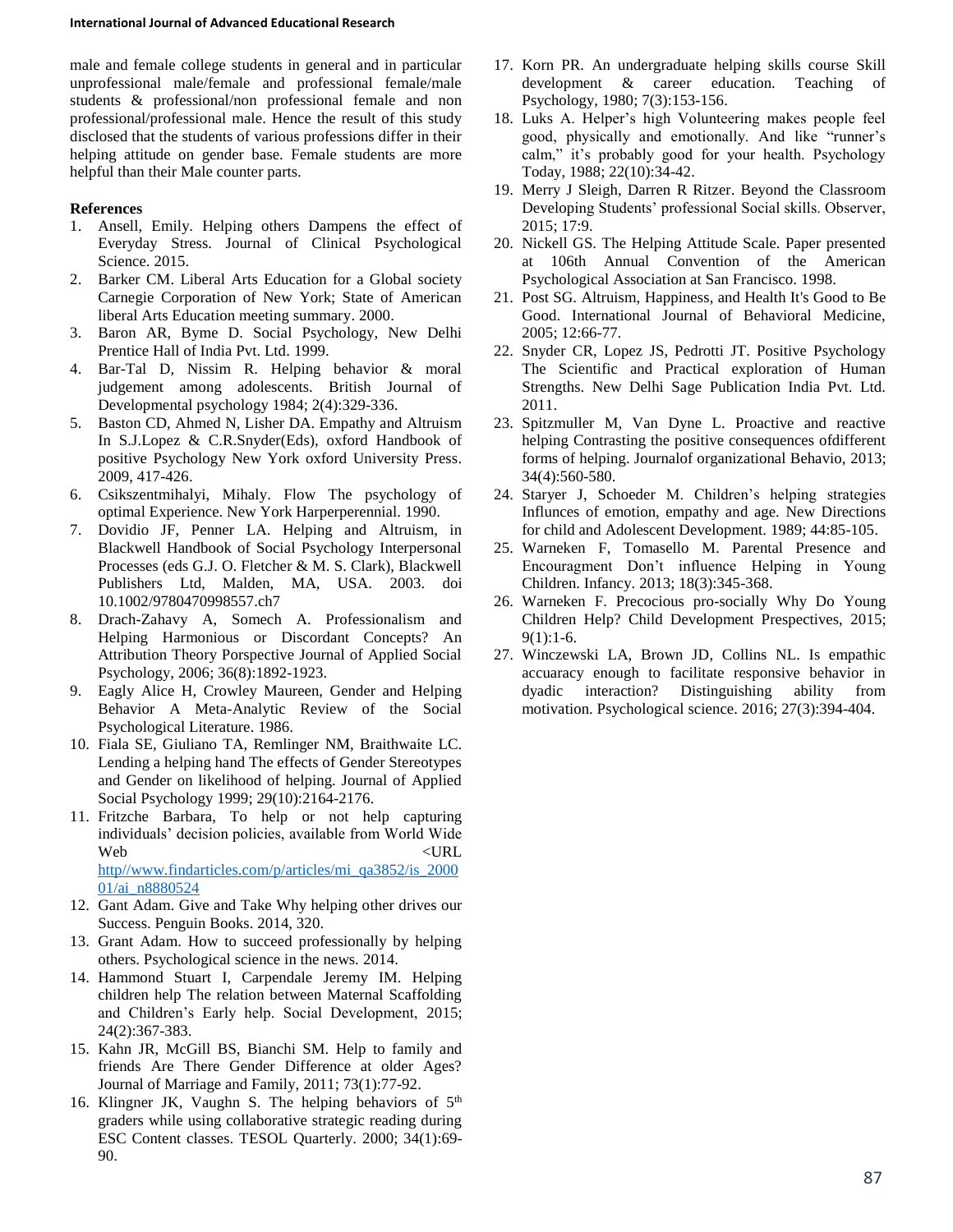male and female college students in general and in particular unprofessional male/female and professional female/male students & professional/non professional female and non professional/professional male. Hence the result of this study disclosed that the students of various professions differ in their helping attitude on gender base. Female students are more helpful than their Male counter parts.

## References

1. Ansell, Emily. Helping others Dampens the effect of Everyday Stress. Journal of Clinical Psychological Science. 2015.
2. Barker CM. Liberal Arts Education for a Global society Carnegie Corporation of New York; State of American liberal Arts Education meeting summary. 2000.
3. Baron AR, Byme D. Social Psychology, New Delhi Prentice Hall of India Pvt. Ltd. 1999.
4. Bar-Tal D, Nissim R. Helping behavior & moral judgement among adolescents. British Journal of Developmental psychology 1984; 2(4):329-336.
5. Baston CD, Ahmed N, Lisher DA. Empathy and Altruism In S.J.Lopez & C.R.Snyder(Eds), oxford Handbook of positive Psychology New York oxford University Press. 2009, 417-426.
6. Csikszentmihalyi, Mihaly. Flow The psychology of optimal Experience. New York Harperperennial. 1990.
7. Dovidio JF, Penner LA. Helping and Altruism, in Blackwell Handbook of Social Psychology Interpersonal Processes (eds G.J. O. Fletcher & M. S. Clark), Blackwell Publishers Ltd, Malden, MA, USA. 2003. doi 10.1002/9780470998557.ch7
8. Drach-Zahavy A, Somech A. Professionalism and Helping Harmonious or Discordant Concepts? An Attribution Theory Porspective Journal of Applied Social Psychology, 2006; 36(8):1892-1923.
9. Eagly Alice H, Crowley Maureen, Gender and Helping Behavior A Meta-Analytic Review of the Social Psychological Literature. 1986.
10. Fiala SE, Giuliano TA, Remlinger NM, Braithwaite LC. Lending a helping hand The effects of Gender Stereotypes and Gender on likelihood of helping. Journal of Applied Social Psychology 1999; 29(10):2164-2176.
11. Fritzche Barbara, To help or not help capturing individuals' decision policies, available from World Wide Web <URL http//www.findarticles.com/p/articles/mi_qa3852/is_200001/ai_n8880524
12. Gant Adam. Give and Take Why helping other drives our Success. Penguin Books. 2014, 320.
13. Grant Adam. How to succeed professionally by helping others. Psychological science in the news. 2014.
14. Hammond Stuart I, Carpendale Jeremy IM. Helping children help The relation between Maternal Scaffolding and Children's Early help. Social Development, 2015; 24(2):367-383.
15. Kahn JR, McGill BS, Bianchi SM. Help to family and friends Are There Gender Difference at older Ages? Journal of Marriage and Family, 2011; 73(1):77-92.
16. Klingner JK, Vaughn S. The helping behaviors of 5th graders while using collaborative strategic reading during ESC Content classes. TESOL Quarterly. 2000; 34(1):69-90.
17. Korn PR. An undergraduate helping skills course Skill development & career education. Teaching of Psychology, 1980; 7(3):153-156.
18. Luks A. Helper's high Volunteering makes people feel good, physically and emotionally. And like "runner's calm," it's probably good for your health. Psychology Today, 1988; 22(10):34-42.
19. Merry J Sleigh, Darren R Ritzer. Beyond the Classroom Developing Students' professional Social skills. Observer, 2015; 17:9.
20. Nickell GS. The Helping Attitude Scale. Paper presented at 106th Annual Convention of the American Psychological Association at San Francisco. 1998.
21. Post SG. Altruism, Happiness, and Health It's Good to Be Good. International Journal of Behavioral Medicine, 2005; 12:66-77.
22. Snyder CR, Lopez JS, Pedrotti JT. Positive Psychology The Scientific and Practical exploration of Human Strengths. New Delhi Sage Publication India Pvt. Ltd. 2011.
23. Spitzmuller M, Van Dyne L. Proactive and reactive helping Contrasting the positive consequences ofdifferent forms of helping. Journalof organizational Behavio, 2013; 34(4):560-580.
24. Staryer J, Schoeder M. Children's helping strategies Influnces of emotion, empathy and age. New Directions for child and Adolescent Development. 1989; 44:85-105.
25. Warneken F, Tomasello M. Parental Presence and Encouragment Don't influence Helping in Young Children. Infancy. 2013; 18(3):345-368.
26. Warneken F. Precocious pro-socially Why Do Young Children Help? Child Development Prespectives, 2015; 9(1):1-6.
27. Winczewski LA, Brown JD, Collins NL. Is empathic accuaracy enough to facilitate responsive behavior in dyadic interaction? Distinguishing ability from motivation. Psychological science. 2016; 27(3):394-404.